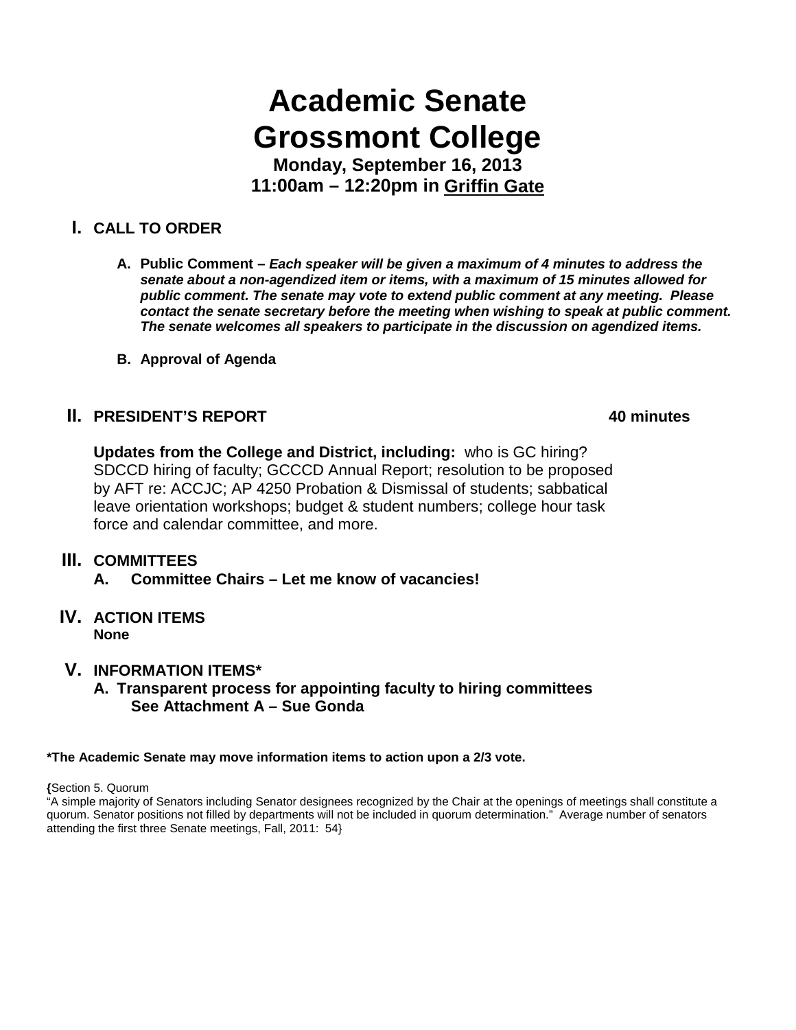# Academic Senate
# Grossmont College

**Monday, September 16, 2013**
**11:00am – 12:20pm in Griffin Gate**

## I. CALL TO ORDER

A. **Public Comment –** ***Each speaker will be given a maximum of 4 minutes to address the senate about a non-agendized item or items, with a maximum of 15 minutes allowed for public comment. The senate may vote to extend public comment at any meeting. Please contact the senate secretary before the meeting when wishing to speak at public comment. The senate welcomes all speakers to participate in the discussion on agendized items.***

B. **Approval of Agenda**

## II. PRESIDENT'S REPORT — 40 minutes

**Updates from the College and District, including:** who is GC hiring? SDCCD hiring of faculty; GCCCD Annual Report; resolution to be proposed by AFT re: ACCJC; AP 4250 Probation & Dismissal of students; sabbatical leave orientation workshops; budget & student numbers; college hour task force and calendar committee, and more.

## III. COMMITTEES

A. **Committee Chairs – Let me know of vacancies!**

## IV. ACTION ITEMS

**None**

## V. INFORMATION ITEMS*

A. **Transparent process for appointing faculty to hiring committees**
**See Attachment A – Sue Gonda**

**\*The Academic Senate may move information items to action upon a 2/3 vote.**

**{**Section 5. Quorum
"A simple majority of Senators including Senator designees recognized by the Chair at the openings of meetings shall constitute a quorum. Senator positions not filled by departments will not be included in quorum determination." Average number of senators attending the first three Senate meetings, Fall, 2011: 54}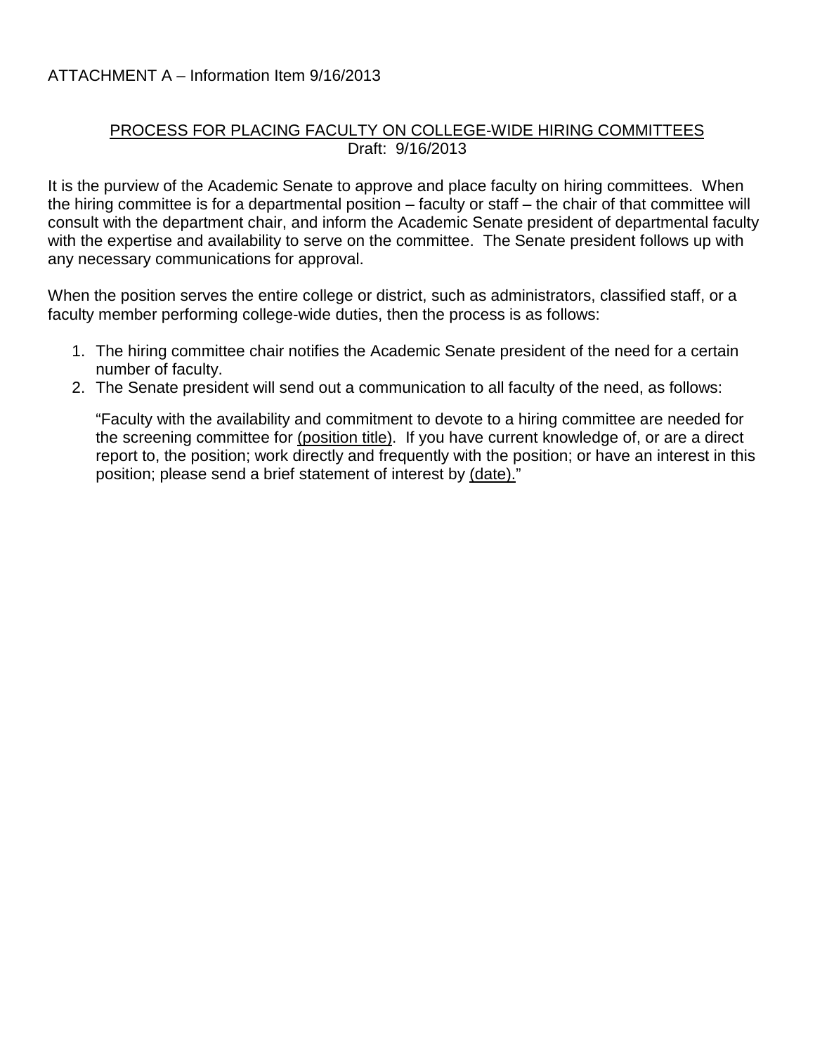ATTACHMENT A – Information Item 9/16/2013

## PROCESS FOR PLACING FACULTY ON COLLEGE-WIDE HIRING COMMITTEES

Draft: 9/16/2013

It is the purview of the Academic Senate to approve and place faculty on hiring committees. When the hiring committee is for a departmental position – faculty or staff – the chair of that committee will consult with the department chair, and inform the Academic Senate president of departmental faculty with the expertise and availability to serve on the committee. The Senate president follows up with any necessary communications for approval.

When the position serves the entire college or district, such as administrators, classified staff, or a faculty member performing college-wide duties, then the process is as follows:

1. The hiring committee chair notifies the Academic Senate president of the need for a certain number of faculty.
2. The Senate president will send out a communication to all faculty of the need, as follows:

   "Faculty with the availability and commitment to devote to a hiring committee are needed for the screening committee for (position title). If you have current knowledge of, or are a direct report to, the position; work directly and frequently with the position; or have an interest in this position; please send a brief statement of interest by (date)."